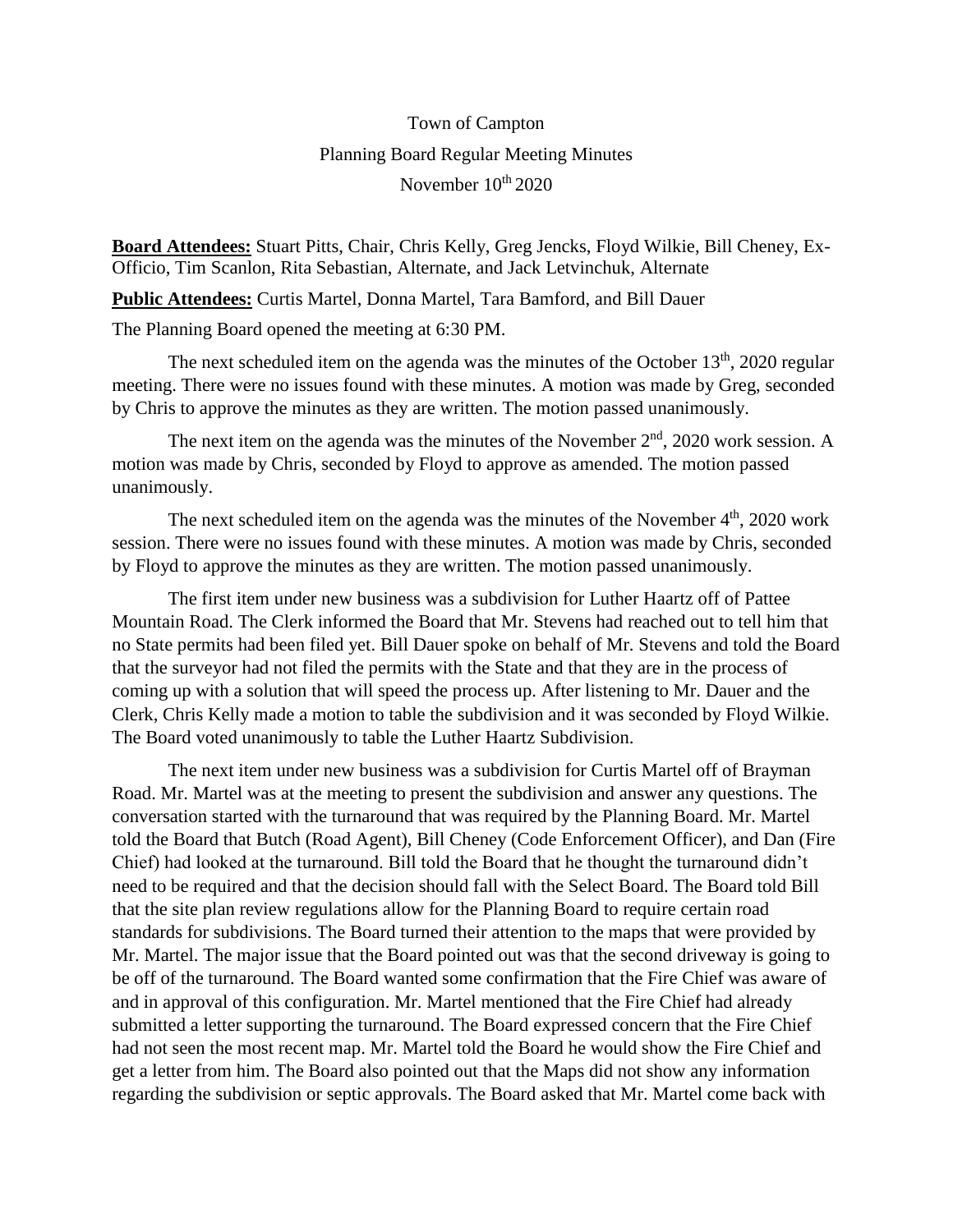Town of Campton

Planning Board Regular Meeting Minutes

November 10th 2020

**Board Attendees:** Stuart Pitts, Chair, Chris Kelly, Greg Jencks, Floyd Wilkie, Bill Cheney, Ex-Officio, Tim Scanlon, Rita Sebastian, Alternate, and Jack Letvinchuk, Alternate

**Public Attendees:** Curtis Martel, Donna Martel, Tara Bamford, and Bill Dauer

The Planning Board opened the meeting at 6:30 PM.

The next scheduled item on the agenda was the minutes of the October 13th, 2020 regular meeting. There were no issues found with these minutes. A motion was made by Greg, seconded by Chris to approve the minutes as they are written. The motion passed unanimously.

The next item on the agenda was the minutes of the November 2nd, 2020 work session. A motion was made by Chris, seconded by Floyd to approve as amended. The motion passed unanimously.

The next scheduled item on the agenda was the minutes of the November 4th, 2020 work session. There were no issues found with these minutes. A motion was made by Chris, seconded by Floyd to approve the minutes as they are written. The motion passed unanimously.

The first item under new business was a subdivision for Luther Haartz off of Pattee Mountain Road. The Clerk informed the Board that Mr. Stevens had reached out to tell him that no State permits had been filed yet. Bill Dauer spoke on behalf of Mr. Stevens and told the Board that the surveyor had not filed the permits with the State and that they are in the process of coming up with a solution that will speed the process up. After listening to Mr. Dauer and the Clerk, Chris Kelly made a motion to table the subdivision and it was seconded by Floyd Wilkie. The Board voted unanimously to table the Luther Haartz Subdivision.

The next item under new business was a subdivision for Curtis Martel off of Brayman Road. Mr. Martel was at the meeting to present the subdivision and answer any questions. The conversation started with the turnaround that was required by the Planning Board. Mr. Martel told the Board that Butch (Road Agent), Bill Cheney (Code Enforcement Officer), and Dan (Fire Chief) had looked at the turnaround. Bill told the Board that he thought the turnaround didn't need to be required and that the decision should fall with the Select Board. The Board told Bill that the site plan review regulations allow for the Planning Board to require certain road standards for subdivisions. The Board turned their attention to the maps that were provided by Mr. Martel. The major issue that the Board pointed out was that the second driveway is going to be off of the turnaround. The Board wanted some confirmation that the Fire Chief was aware of and in approval of this configuration. Mr. Martel mentioned that the Fire Chief had already submitted a letter supporting the turnaround. The Board expressed concern that the Fire Chief had not seen the most recent map. Mr. Martel told the Board he would show the Fire Chief and get a letter from him. The Board also pointed out that the Maps did not show any information regarding the subdivision or septic approvals. The Board asked that Mr. Martel come back with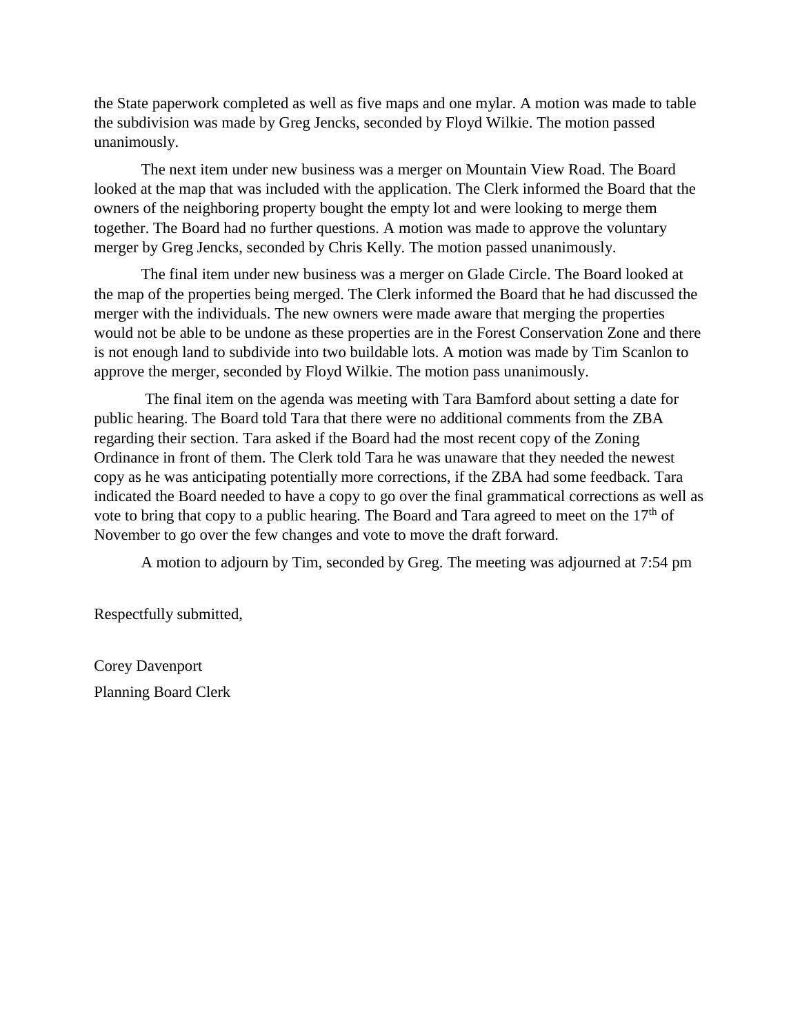the State paperwork completed as well as five maps and one mylar. A motion was made to table the subdivision was made by Greg Jencks, seconded by Floyd Wilkie. The motion passed unanimously.

The next item under new business was a merger on Mountain View Road. The Board looked at the map that was included with the application. The Clerk informed the Board that the owners of the neighboring property bought the empty lot and were looking to merge them together. The Board had no further questions. A motion was made to approve the voluntary merger by Greg Jencks, seconded by Chris Kelly. The motion passed unanimously.

The final item under new business was a merger on Glade Circle. The Board looked at the map of the properties being merged. The Clerk informed the Board that he had discussed the merger with the individuals. The new owners were made aware that merging the properties would not be able to be undone as these properties are in the Forest Conservation Zone and there is not enough land to subdivide into two buildable lots. A motion was made by Tim Scanlon to approve the merger, seconded by Floyd Wilkie. The motion pass unanimously.

The final item on the agenda was meeting with Tara Bamford about setting a date for public hearing. The Board told Tara that there were no additional comments from the ZBA regarding their section. Tara asked if the Board had the most recent copy of the Zoning Ordinance in front of them. The Clerk told Tara he was unaware that they needed the newest copy as he was anticipating potentially more corrections, if the ZBA had some feedback. Tara indicated the Board needed to have a copy to go over the final grammatical corrections as well as vote to bring that copy to a public hearing. The Board and Tara agreed to meet on the 17th of November to go over the few changes and vote to move the draft forward.

A motion to adjourn by Tim, seconded by Greg. The meeting was adjourned at 7:54 pm

Respectfully submitted,

Corey Davenport
Planning Board Clerk